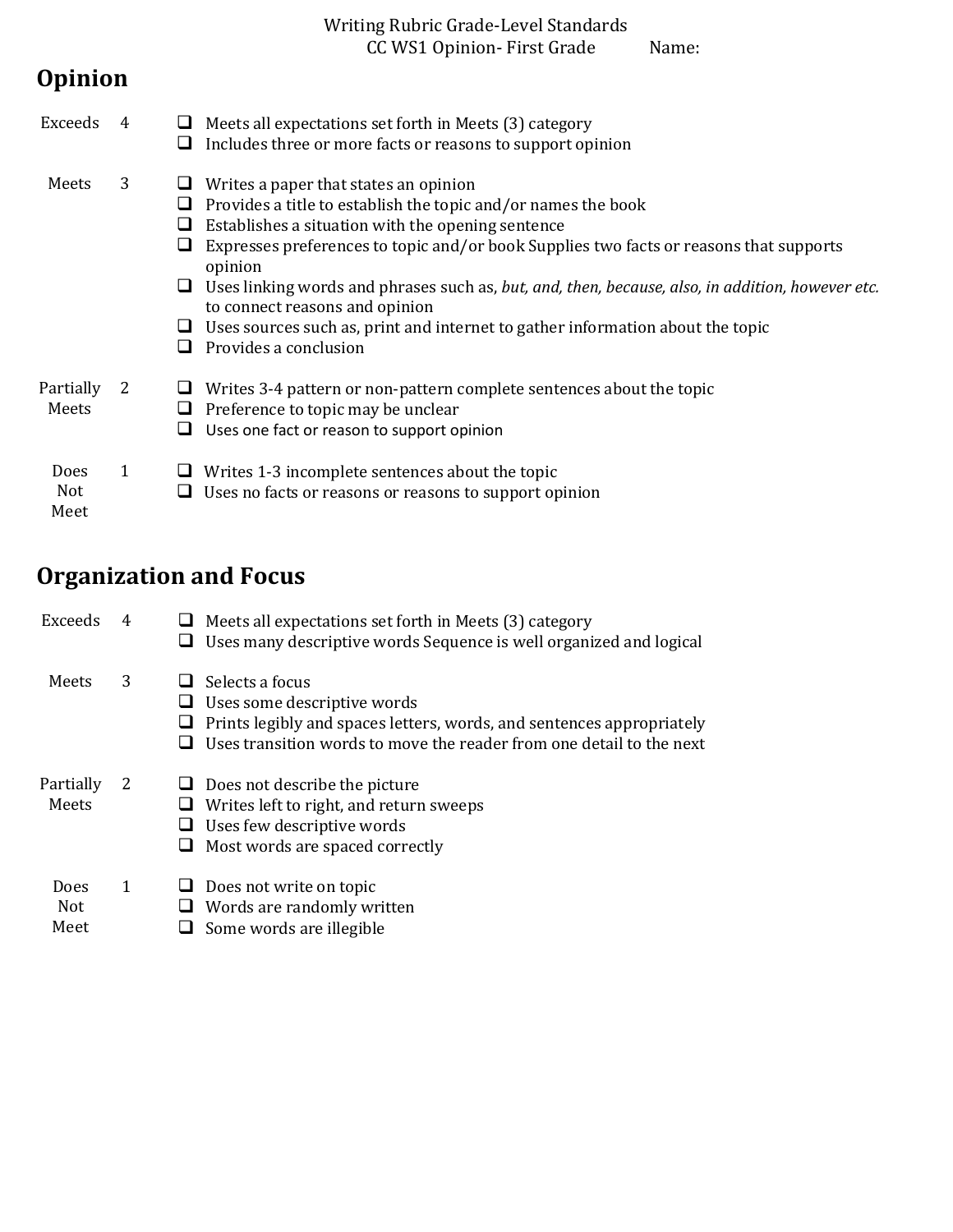Writing Rubric Grade-Level Standards

CC WS1 Opinion- First Grade Name:

## Opinion

**Exceeds 4**

- Meets all expectations set forth in Meets (3) category
- Includes three or more facts or reasons to support opinion

**Meets 3**

- Writes a paper that states an opinion
- Provides a title to establish the topic and/or names the book
- Establishes a situation with the opening sentence
- Expresses preferences to topic and/or book Supplies two facts or reasons that supports opinion
- Uses linking words and phrases such as, *but, and, then, because, also, in addition, however etc.* to connect reasons and opinion
- Uses sources such as, print and internet to gather information about the topic
- Provides a conclusion

**Partially Meets 2**

- Writes 3-4 pattern or non-pattern complete sentences about the topic
- Preference to topic may be unclear
- Uses one fact or reason to support opinion

**Does Not Meet 1**

- Writes 1-3 incomplete sentences about the topic
- Uses no facts or reasons or reasons to support opinion

## Organization and Focus

**Exceeds 4**

- Meets all expectations set forth in Meets (3) category
- Uses many descriptive words Sequence is well organized and logical

**Meets 3**

- Selects a focus
- Uses some descriptive words
- Prints legibly and spaces letters, words, and sentences appropriately
- Uses transition words to move the reader from one detail to the next

**Partially Meets 2**

- Does not describe the picture
- Writes left to right, and return sweeps
- Uses few descriptive words
- Most words are spaced correctly

**Does Not Meet 1**

- Does not write on topic
- Words are randomly written
- Some words are illegible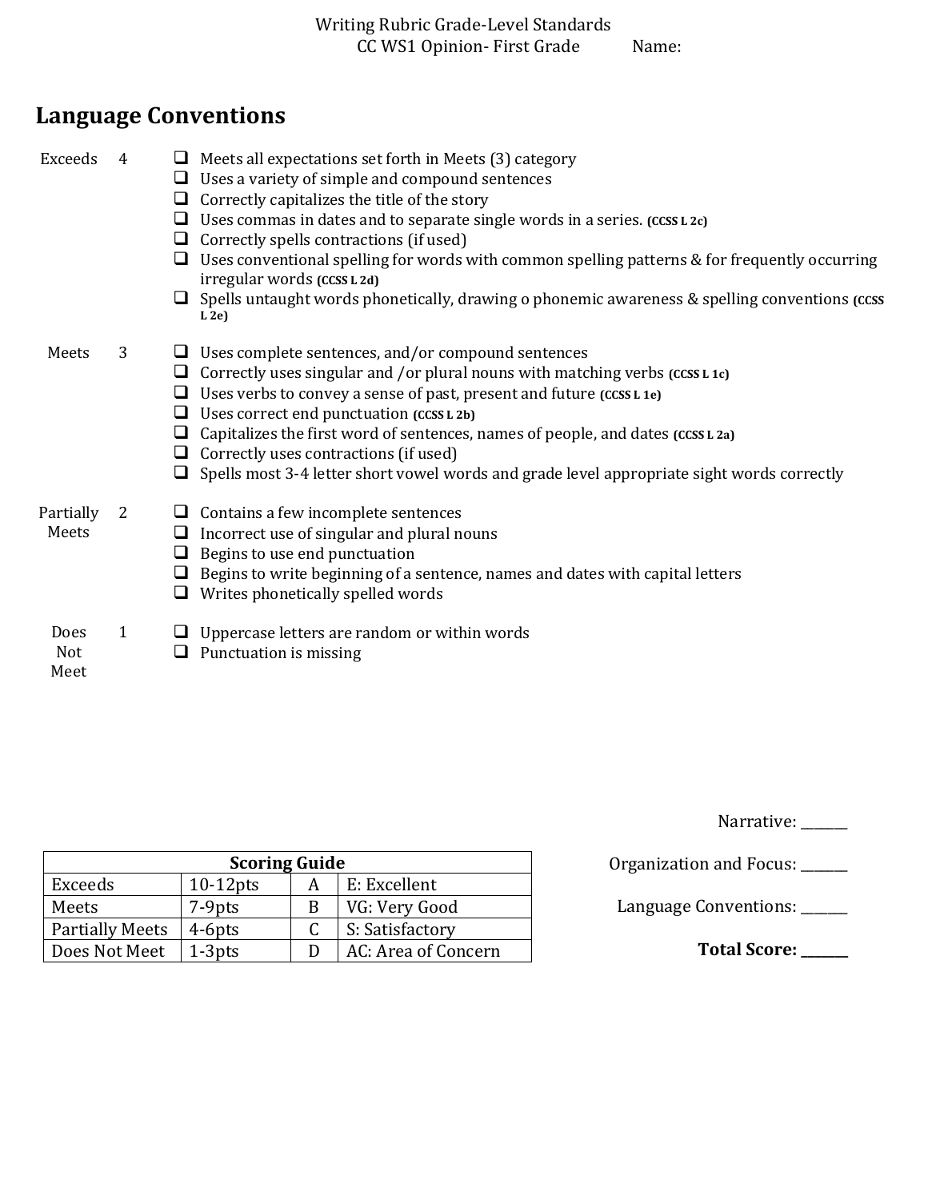Writing Rubric Grade-Level Standards
CC WS1 Opinion- First Grade Name:

## Language Conventions

**Exceeds 4**

- ❑ Meets all expectations set forth in Meets (3) category
- ❑ Uses a variety of simple and compound sentences
- ❑ Correctly capitalizes the title of the story
- ❑ Uses commas in dates and to separate single words in a series. **(CCSS L 2c)**
- ❑ Correctly spells contractions (if used)
- ❑ Uses conventional spelling for words with common spelling patterns & for frequently occurring irregular words **(CCSS L 2d)**
- ❑ Spells untaught words phonetically, drawing o phonemic awareness & spelling conventions **(CCSS L 2e)**

**Meets 3**

- ❑ Uses complete sentences, and/or compound sentences
- ❑ Correctly uses singular and /or plural nouns with matching verbs **(CCSS L 1c)**
- ❑ Uses verbs to convey a sense of past, present and future **(CCSS L 1e)**
- ❑ Uses correct end punctuation **(CCSS L 2b)**
- ❑ Capitalizes the first word of sentences, names of people, and dates **(CCSS L 2a)**
- ❑ Correctly uses contractions (if used)
- ❑ Spells most 3-4 letter short vowel words and grade level appropriate sight words correctly

**Partially Meets 2**

- ❑ Contains a few incomplete sentences
- ❑ Incorrect use of singular and plural nouns
- ❑ Begins to use end punctuation
- ❑ Begins to write beginning of a sentence, names and dates with capital letters
- ❑ Writes phonetically spelled words

**Does Not Meet 1**

- ❑ Uppercase letters are random or within words
- ❑ Punctuation is missing

Narrative: _______

Organization and Focus: _______

Language Conventions: _______

**Total Score: _______**

| Scoring Guide | | | |
| --- | --- | --- | --- |
| Exceeds | 10-12pts | A | E: Excellent |
| Meets | 7-9pts | B | VG: Very Good |
| Partially Meets | 4-6pts | C | S: Satisfactory |
| Does Not Meet | 1-3pts | D | AC: Area of Concern |